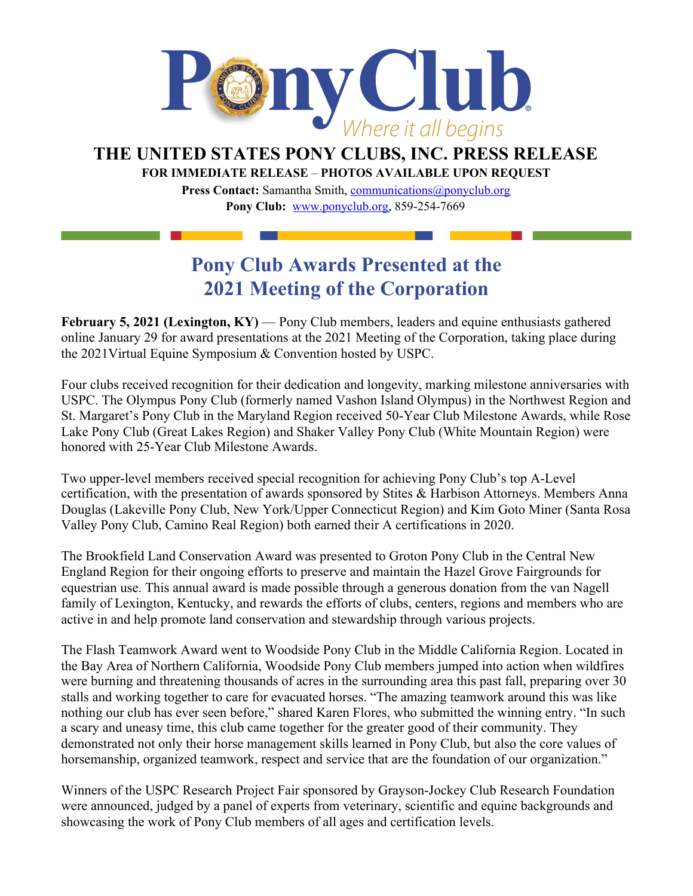# THE UNITED STATES PONY CLUBS, INC. PRESS RELEASE

**FOR IMMEDIATE RELEASE – PHOTOS AVAILABLE UPON REQUEST**

**Press Contact:** Samantha Smith, communications@ponyclub.org

**Pony Club:** www.ponyclub.org, 859-254-7669

## Pony Club Awards Presented at the 2021 Meeting of the Corporation

**February 5, 2021 (Lexington, KY)** — Pony Club members, leaders and equine enthusiasts gathered online January 29 for award presentations at the 2021 Meeting of the Corporation, taking place during the 2021Virtual Equine Symposium & Convention hosted by USPC.

Four clubs received recognition for their dedication and longevity, marking milestone anniversaries with USPC. The Olympus Pony Club (formerly named Vashon Island Olympus) in the Northwest Region and St. Margaret's Pony Club in the Maryland Region received 50-Year Club Milestone Awards, while Rose Lake Pony Club (Great Lakes Region) and Shaker Valley Pony Club (White Mountain Region) were honored with 25-Year Club Milestone Awards.

Two upper-level members received special recognition for achieving Pony Club's top A-Level certification, with the presentation of awards sponsored by Stites & Harbison Attorneys. Members Anna Douglas (Lakeville Pony Club, New York/Upper Connecticut Region) and Kim Goto Miner (Santa Rosa Valley Pony Club, Camino Real Region) both earned their A certifications in 2020.

The Brookfield Land Conservation Award was presented to Groton Pony Club in the Central New England Region for their ongoing efforts to preserve and maintain the Hazel Grove Fairgrounds for equestrian use. This annual award is made possible through a generous donation from the van Nagell family of Lexington, Kentucky, and rewards the efforts of clubs, centers, regions and members who are active in and help promote land conservation and stewardship through various projects.

The Flash Teamwork Award went to Woodside Pony Club in the Middle California Region. Located in the Bay Area of Northern California, Woodside Pony Club members jumped into action when wildfires were burning and threatening thousands of acres in the surrounding area this past fall, preparing over 30 stalls and working together to care for evacuated horses. "The amazing teamwork around this was like nothing our club has ever seen before," shared Karen Flores, who submitted the winning entry. "In such a scary and uneasy time, this club came together for the greater good of their community. They demonstrated not only their horse management skills learned in Pony Club, but also the core values of horsemanship, organized teamwork, respect and service that are the foundation of our organization."

Winners of the USPC Research Project Fair sponsored by Grayson-Jockey Club Research Foundation were announced, judged by a panel of experts from veterinary, scientific and equine backgrounds and showcasing the work of Pony Club members of all ages and certification levels.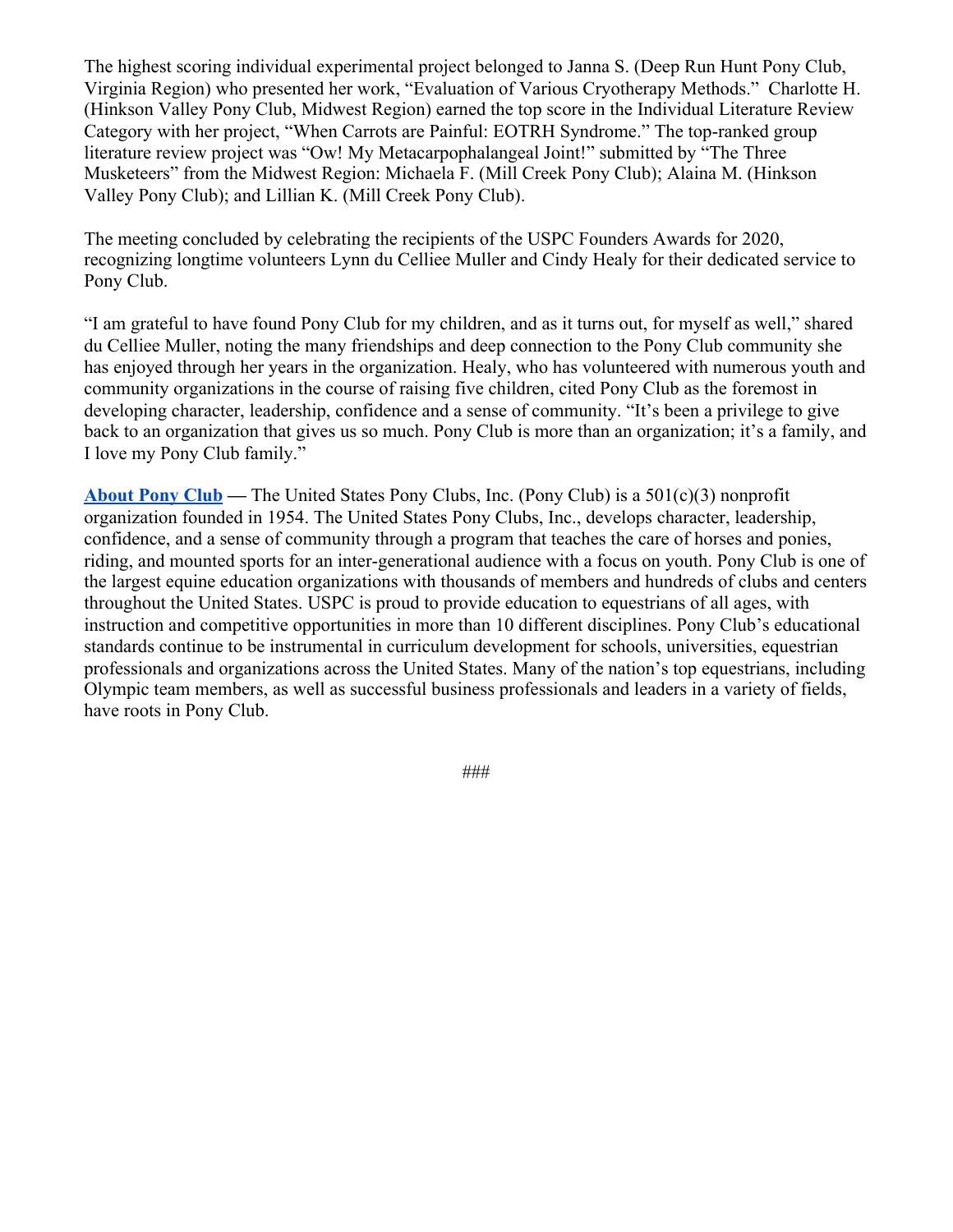The highest scoring individual experimental project belonged to Janna S. (Deep Run Hunt Pony Club, Virginia Region) who presented her work, "Evaluation of Various Cryotherapy Methods." Charlotte H. (Hinkson Valley Pony Club, Midwest Region) earned the top score in the Individual Literature Review Category with her project, "When Carrots are Painful: EOTRH Syndrome." The top-ranked group literature review project was "Ow! My Metacarpophalangeal Joint!" submitted by "The Three Musketeers" from the Midwest Region: Michaela F. (Mill Creek Pony Club); Alaina M. (Hinkson Valley Pony Club); and Lillian K. (Mill Creek Pony Club).

The meeting concluded by celebrating the recipients of the USPC Founders Awards for 2020, recognizing longtime volunteers Lynn du Celliee Muller and Cindy Healy for their dedicated service to Pony Club.

"I am grateful to have found Pony Club for my children, and as it turns out, for myself as well," shared du Celliee Muller, noting the many friendships and deep connection to the Pony Club community she has enjoyed through her years in the organization. Healy, who has volunteered with numerous youth and community organizations in the course of raising five children, cited Pony Club as the foremost in developing character, leadership, confidence and a sense of community. "It's been a privilege to give back to an organization that gives us so much. Pony Club is more than an organization; it's a family, and I love my Pony Club family."

**About Pony Club —** The United States Pony Clubs, Inc. (Pony Club) is a 501(c)(3) nonprofit organization founded in 1954. The United States Pony Clubs, Inc., develops character, leadership, confidence, and a sense of community through a program that teaches the care of horses and ponies, riding, and mounted sports for an inter-generational audience with a focus on youth. Pony Club is one of the largest equine education organizations with thousands of members and hundreds of clubs and centers throughout the United States. USPC is proud to provide education to equestrians of all ages, with instruction and competitive opportunities in more than 10 different disciplines. Pony Club's educational standards continue to be instrumental in curriculum development for schools, universities, equestrian professionals and organizations across the United States. Many of the nation's top equestrians, including Olympic team members, as well as successful business professionals and leaders in a variety of fields, have roots in Pony Club.

###